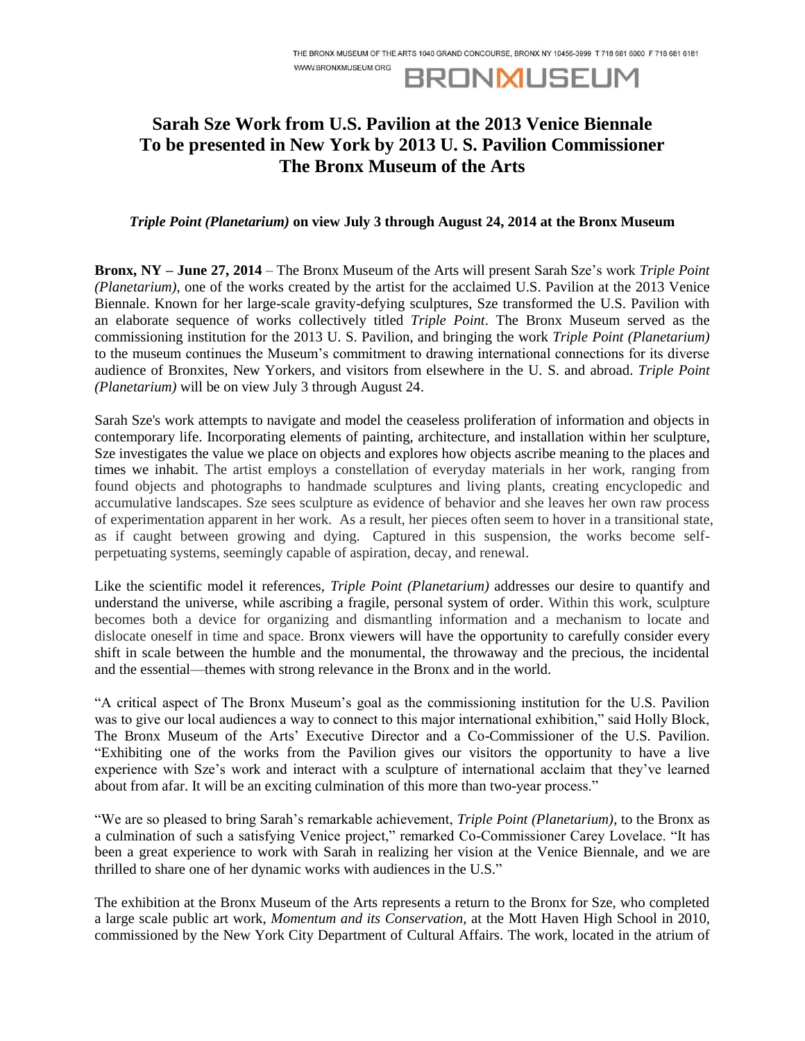THE BRONX MUSEUM OF THE ARTS 1040 GRAND CONCOURSE, BRONX NY 10456-3999 T 718 681 6000 F 718 681 6181
WWW.BRONXMUSEUM.ORG

BRONXMUSEUM

# Sarah Sze Work from U.S. Pavilion at the 2013 Venice Biennale To be presented in New York by 2013 U. S. Pavilion Commissioner The Bronx Museum of the Arts

***Triple Point (Planetarium)*** **on view July 3 through August 24, 2014 at the Bronx Museum**

**Bronx, NY – June 27, 2014** – The Bronx Museum of the Arts will present Sarah Sze's work *Triple Point (Planetarium)*, one of the works created by the artist for the acclaimed U.S. Pavilion at the 2013 Venice Biennale. Known for her large-scale gravity-defying sculptures, Sze transformed the U.S. Pavilion with an elaborate sequence of works collectively titled *Triple Point*. The Bronx Museum served as the commissioning institution for the 2013 U. S. Pavilion, and bringing the work *Triple Point (Planetarium)* to the museum continues the Museum's commitment to drawing international connections for its diverse audience of Bronxites, New Yorkers, and visitors from elsewhere in the U. S. and abroad. *Triple Point (Planetarium)* will be on view July 3 through August 24.

Sarah Sze's work attempts to navigate and model the ceaseless proliferation of information and objects in contemporary life. Incorporating elements of painting, architecture, and installation within her sculpture, Sze investigates the value we place on objects and explores how objects ascribe meaning to the places and times we inhabit. The artist employs a constellation of everyday materials in her work, ranging from found objects and photographs to handmade sculptures and living plants, creating encyclopedic and accumulative landscapes. Sze sees sculpture as evidence of behavior and she leaves her own raw process of experimentation apparent in her work. As a result, her pieces often seem to hover in a transitional state, as if caught between growing and dying. Captured in this suspension, the works become self-perpetuating systems, seemingly capable of aspiration, decay, and renewal.

Like the scientific model it references, *Triple Point (Planetarium)* addresses our desire to quantify and understand the universe, while ascribing a fragile, personal system of order. Within this work, sculpture becomes both a device for organizing and dismantling information and a mechanism to locate and dislocate oneself in time and space. Bronx viewers will have the opportunity to carefully consider every shift in scale between the humble and the monumental, the throwaway and the precious, the incidental and the essential—themes with strong relevance in the Bronx and in the world.

"A critical aspect of The Bronx Museum's goal as the commissioning institution for the U.S. Pavilion was to give our local audiences a way to connect to this major international exhibition," said Holly Block, The Bronx Museum of the Arts' Executive Director and a Co-Commissioner of the U.S. Pavilion. "Exhibiting one of the works from the Pavilion gives our visitors the opportunity to have a live experience with Sze's work and interact with a sculpture of international acclaim that they've learned about from afar. It will be an exciting culmination of this more than two-year process."

"We are so pleased to bring Sarah's remarkable achievement, *Triple Point (Planetarium)*, to the Bronx as a culmination of such a satisfying Venice project," remarked Co-Commissioner Carey Lovelace. "It has been a great experience to work with Sarah in realizing her vision at the Venice Biennale, and we are thrilled to share one of her dynamic works with audiences in the U.S."

The exhibition at the Bronx Museum of the Arts represents a return to the Bronx for Sze, who completed a large scale public art work, *Momentum and its Conservation*, at the Mott Haven High School in 2010, commissioned by the New York City Department of Cultural Affairs. The work, located in the atrium of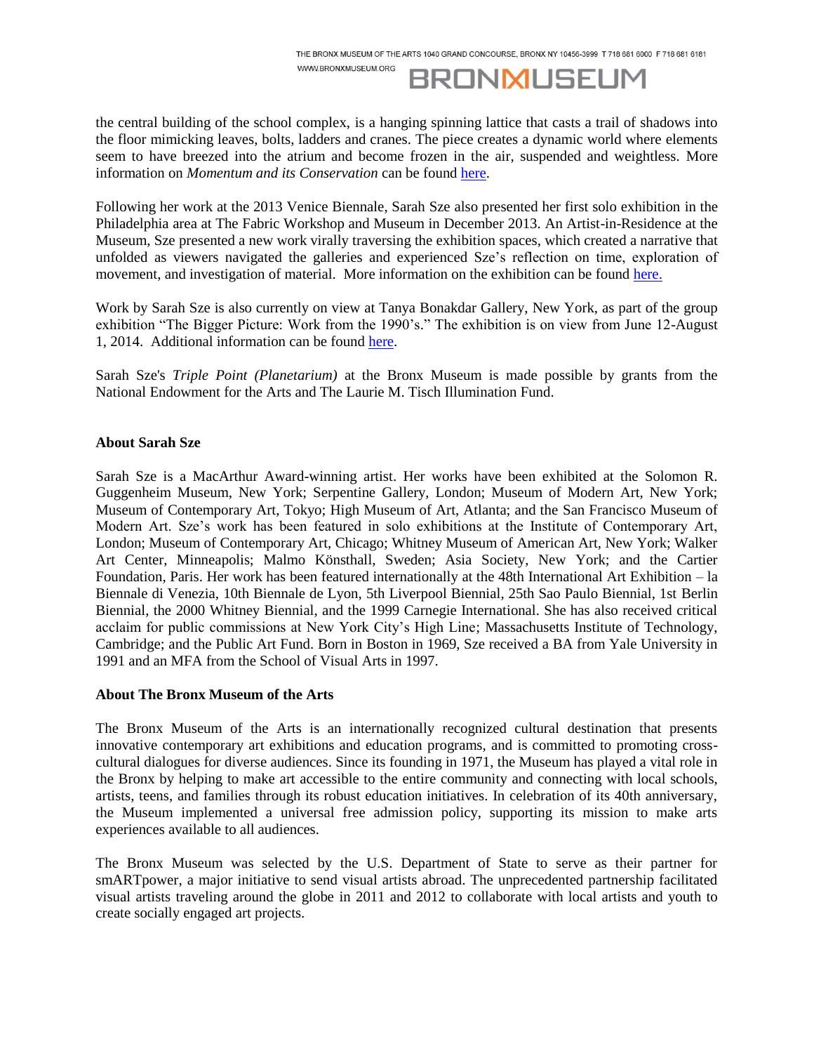the central building of the school complex, is a hanging spinning lattice that casts a trail of shadows into the floor mimicking leaves, bolts, ladders and cranes. The piece creates a dynamic world where elements seem to have breezed into the atrium and become frozen in the air, suspended and weightless. More information on *Momentum and its Conservation* can be found here.

Following her work at the 2013 Venice Biennale, Sarah Sze also presented her first solo exhibition in the Philadelphia area at The Fabric Workshop and Museum in December 2013. An Artist-in-Residence at the Museum, Sze presented a new work virally traversing the exhibition spaces, which created a narrative that unfolded as viewers navigated the galleries and experienced Sze's reflection on time, exploration of movement, and investigation of material. More information on the exhibition can be found here.

Work by Sarah Sze is also currently on view at Tanya Bonakdar Gallery, New York, as part of the group exhibition "The Bigger Picture: Work from the 1990's." The exhibition is on view from June 12-August 1, 2014. Additional information can be found here.

Sarah Sze's *Triple Point (Planetarium)* at the Bronx Museum is made possible by grants from the National Endowment for the Arts and The Laurie M. Tisch Illumination Fund.

**About Sarah Sze**

Sarah Sze is a MacArthur Award-winning artist. Her works have been exhibited at the Solomon R. Guggenheim Museum, New York; Serpentine Gallery, London; Museum of Modern Art, New York; Museum of Contemporary Art, Tokyo; High Museum of Art, Atlanta; and the San Francisco Museum of Modern Art. Sze's work has been featured in solo exhibitions at the Institute of Contemporary Art, London; Museum of Contemporary Art, Chicago; Whitney Museum of American Art, New York; Walker Art Center, Minneapolis; Malmo Könsthall, Sweden; Asia Society, New York; and the Cartier Foundation, Paris. Her work has been featured internationally at the 48th International Art Exhibition – la Biennale di Venezia, 10th Biennale de Lyon, 5th Liverpool Biennial, 25th Sao Paulo Biennial, 1st Berlin Biennial, the 2000 Whitney Biennial, and the 1999 Carnegie International. She has also received critical acclaim for public commissions at New York City's High Line; Massachusetts Institute of Technology, Cambridge; and the Public Art Fund. Born in Boston in 1969, Sze received a BA from Yale University in 1991 and an MFA from the School of Visual Arts in 1997.

**About The Bronx Museum of the Arts**

The Bronx Museum of the Arts is an internationally recognized cultural destination that presents innovative contemporary art exhibitions and education programs, and is committed to promoting cross-cultural dialogues for diverse audiences. Since its founding in 1971, the Museum has played a vital role in the Bronx by helping to make art accessible to the entire community and connecting with local schools, artists, teens, and families through its robust education initiatives. In celebration of its 40th anniversary, the Museum implemented a universal free admission policy, supporting its mission to make arts experiences available to all audiences.

The Bronx Museum was selected by the U.S. Department of State to serve as their partner for smARTpower, a major initiative to send visual artists abroad. The unprecedented partnership facilitated visual artists traveling around the globe in 2011 and 2012 to collaborate with local artists and youth to create socially engaged art projects.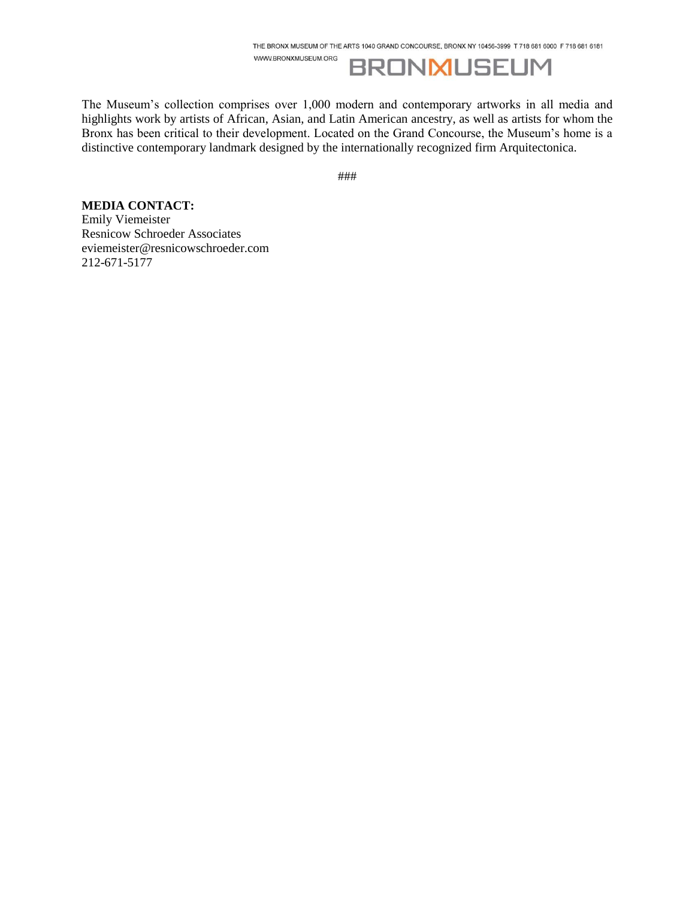The Museum's collection comprises over 1,000 modern and contemporary artworks in all media and highlights work by artists of African, Asian, and Latin American ancestry, as well as artists for whom the Bronx has been critical to their development. Located on the Grand Concourse, the Museum's home is a distinctive contemporary landmark designed by the internationally recognized firm Arquitectonica.

###

**MEDIA CONTACT:**
Emily Viemeister
Resnicow Schroeder Associates
eviemeister@resnicowschroeder.com
212-671-5177